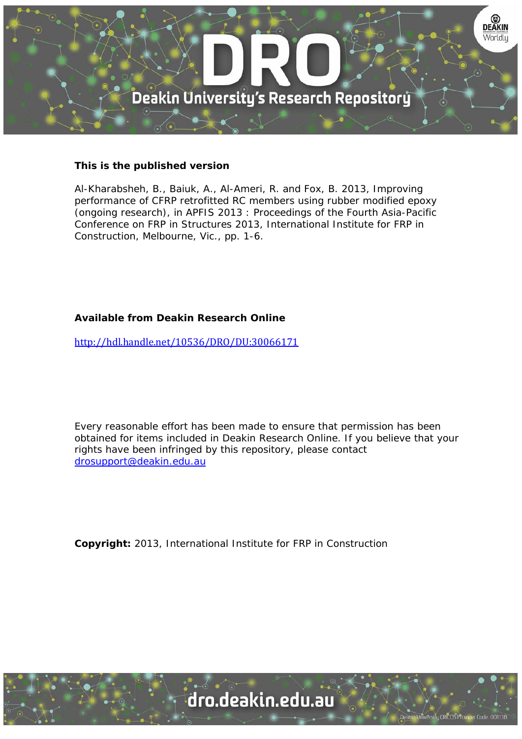**This is the published version**

Al-Kharabsheh, B., Baiuk, A., Al-Ameri, R. and Fox, B. 2013, Improving performance of CFRP retrofitted RC members using rubber modified epoxy (ongoing research), in APFIS 2013 : Proceedings of the Fourth Asia-Pacific Conference on FRP in Structures 2013, International Institute for FRP in Construction, Melbourne, Vic., pp. 1-6.

**Available from Deakin Research Online**

http://hdl.handle.net/10536/DRO/DU:30066171

Every reasonable effort has been made to ensure that permission has been obtained for items included in Deakin Research Online. If you believe that your rights have been infringed by this repository, please contact drosupport@deakin.edu.au

**Copyright:** 2013, International Institute for FRP in Construction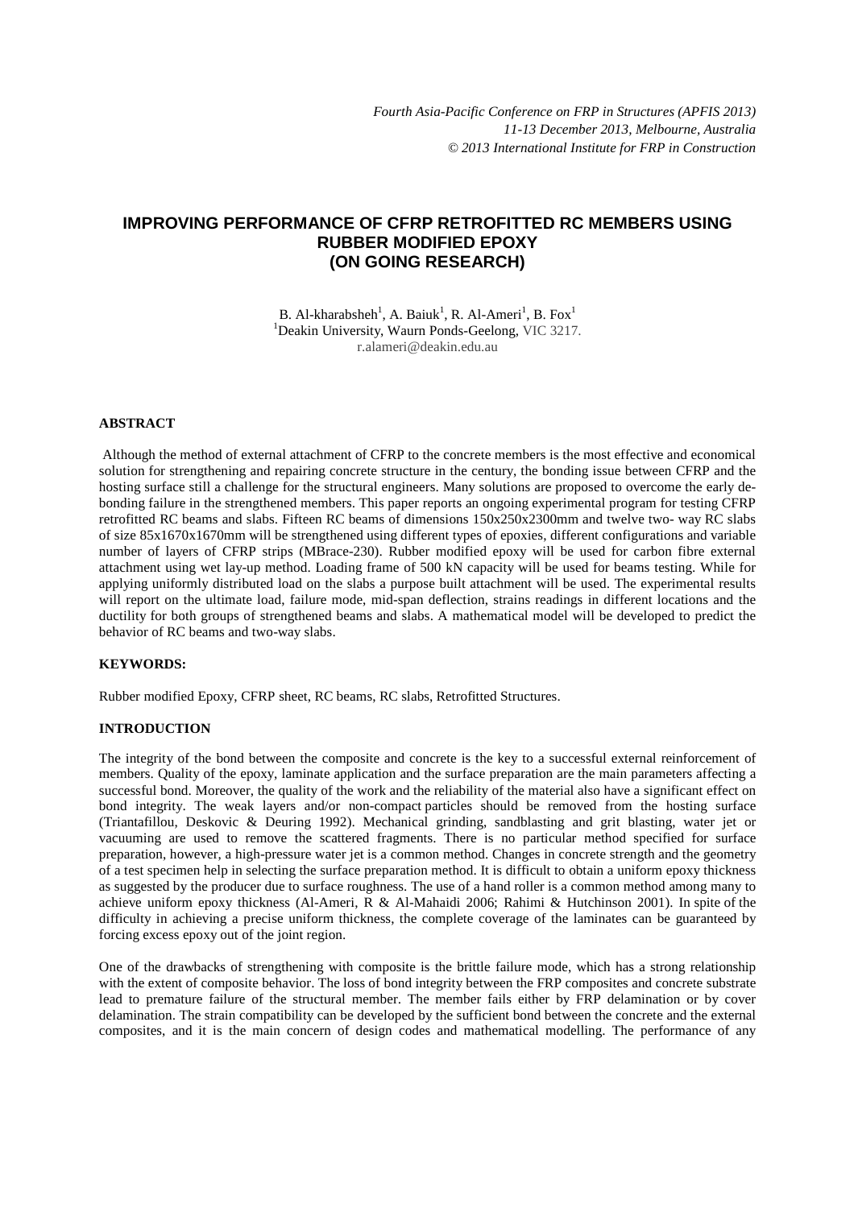*Fourth Asia-Pacific Conference on FRP in Structures (APFIS 2013)*
*11-13 December 2013, Melbourne, Australia*
*© 2013 International Institute for FRP in Construction*

# IMPROVING PERFORMANCE OF CFRP RETROFITTED RC MEMBERS USING RUBBER MODIFIED EPOXY (ON GOING RESEARCH)

B. Al-kharabsheh[1], A. Baiuk[1], R. Al-Ameri[1], B. Fox[1]
[1]Deakin University, Waurn Ponds-Geelong, VIC 3217.
r.alameri@deakin.edu.au

## ABSTRACT

Although the method of external attachment of CFRP to the concrete members is the most effective and economical solution for strengthening and repairing concrete structure in the century, the bonding issue between CFRP and the hosting surface still a challenge for the structural engineers. Many solutions are proposed to overcome the early de-bonding failure in the strengthened members. This paper reports an ongoing experimental program for testing CFRP retrofitted RC beams and slabs. Fifteen RC beams of dimensions 150x250x2300mm and twelve two- way RC slabs of size 85x1670x1670mm will be strengthened using different types of epoxies, different configurations and variable number of layers of CFRP strips (MBrace-230). Rubber modified epoxy will be used for carbon fibre external attachment using wet lay-up method. Loading frame of 500 kN capacity will be used for beams testing. While for applying uniformly distributed load on the slabs a purpose built attachment will be used. The experimental results will report on the ultimate load, failure mode, mid-span deflection, strains readings in different locations and the ductility for both groups of strengthened beams and slabs. A mathematical model will be developed to predict the behavior of RC beams and two-way slabs.

## KEYWORDS:

Rubber modified Epoxy, CFRP sheet, RC beams, RC slabs, Retrofitted Structures.

## INTRODUCTION

The integrity of the bond between the composite and concrete is the key to a successful external reinforcement of members. Quality of the epoxy, laminate application and the surface preparation are the main parameters affecting a successful bond. Moreover, the quality of the work and the reliability of the material also have a significant effect on bond integrity. The weak layers and/or non-compact particles should be removed from the hosting surface (Triantafillou, Deskovic & Deuring 1992). Mechanical grinding, sandblasting and grit blasting, water jet or vacuuming are used to remove the scattered fragments. There is no particular method specified for surface preparation, however, a high-pressure water jet is a common method. Changes in concrete strength and the geometry of a test specimen help in selecting the surface preparation method. It is difficult to obtain a uniform epoxy thickness as suggested by the producer due to surface roughness. The use of a hand roller is a common method among many to achieve uniform epoxy thickness (Al-Ameri, R & Al-Mahaidi 2006; Rahimi & Hutchinson 2001). In spite of the difficulty in achieving a precise uniform thickness, the complete coverage of the laminates can be guaranteed by forcing excess epoxy out of the joint region.

One of the drawbacks of strengthening with composite is the brittle failure mode, which has a strong relationship with the extent of composite behavior. The loss of bond integrity between the FRP composites and concrete substrate lead to premature failure of the structural member. The member fails either by FRP delamination or by cover delamination. The strain compatibility can be developed by the sufficient bond between the concrete and the external composites, and it is the main concern of design codes and mathematical modelling. The performance of any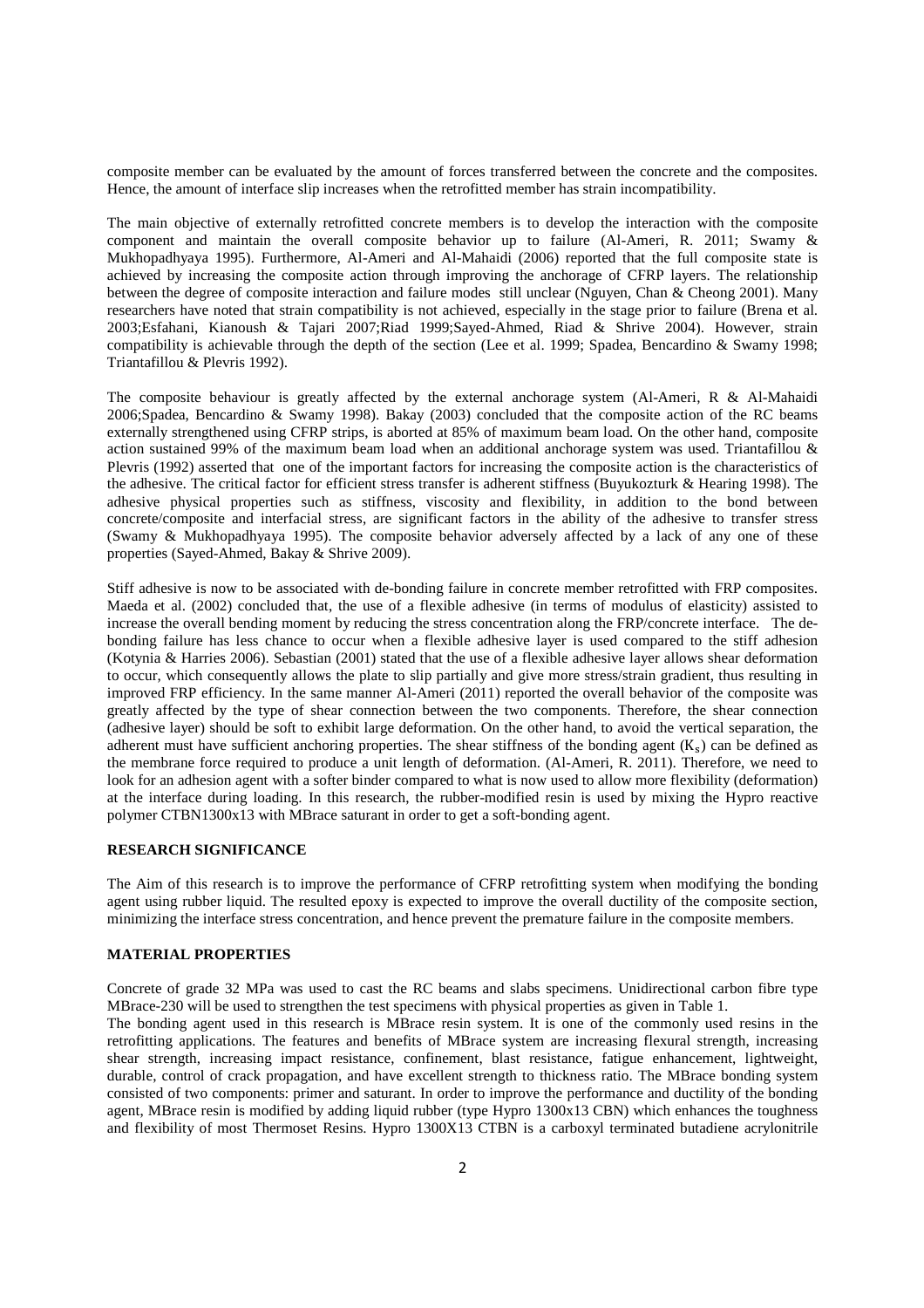composite member can be evaluated by the amount of forces transferred between the concrete and the composites. Hence, the amount of interface slip increases when the retrofitted member has strain incompatibility.

The main objective of externally retrofitted concrete members is to develop the interaction with the composite component and maintain the overall composite behavior up to failure (Al-Ameri, R. 2011; Swamy & Mukhopadhyaya 1995). Furthermore, Al-Ameri and Al-Mahaidi (2006) reported that the full composite state is achieved by increasing the composite action through improving the anchorage of CFRP layers. The relationship between the degree of composite interaction and failure modes still unclear (Nguyen, Chan & Cheong 2001). Many researchers have noted that strain compatibility is not achieved, especially in the stage prior to failure (Brena et al. 2003;Esfahani, Kianoush & Tajari 2007;Riad 1999;Sayed-Ahmed, Riad & Shrive 2004). However, strain compatibility is achievable through the depth of the section (Lee et al. 1999; Spadea, Bencardino & Swamy 1998; Triantafillou & Plevris 1992).

The composite behaviour is greatly affected by the external anchorage system (Al-Ameri, R & Al-Mahaidi 2006;Spadea, Bencardino & Swamy 1998). Bakay (2003) concluded that the composite action of the RC beams externally strengthened using CFRP strips, is aborted at 85% of maximum beam load. On the other hand, composite action sustained 99% of the maximum beam load when an additional anchorage system was used. Triantafillou & Plevris (1992) asserted that one of the important factors for increasing the composite action is the characteristics of the adhesive. The critical factor for efficient stress transfer is adherent stiffness (Buyukozturk & Hearing 1998). The adhesive physical properties such as stiffness, viscosity and flexibility, in addition to the bond between concrete/composite and interfacial stress, are significant factors in the ability of the adhesive to transfer stress (Swamy & Mukhopadhyaya 1995). The composite behavior adversely affected by a lack of any one of these properties (Sayed-Ahmed, Bakay & Shrive 2009).

Stiff adhesive is now to be associated with de-bonding failure in concrete member retrofitted with FRP composites. Maeda et al. (2002) concluded that, the use of a flexible adhesive (in terms of modulus of elasticity) assisted to increase the overall bending moment by reducing the stress concentration along the FRP/concrete interface. The de-bonding failure has less chance to occur when a flexible adhesive layer is used compared to the stiff adhesion (Kotynia & Harries 2006). Sebastian (2001) stated that the use of a flexible adhesive layer allows shear deformation to occur, which consequently allows the plate to slip partially and give more stress/strain gradient, thus resulting in improved FRP efficiency. In the same manner Al-Ameri (2011) reported the overall behavior of the composite was greatly affected by the type of shear connection between the two components. Therefore, the shear connection (adhesive layer) should be soft to exhibit large deformation. On the other hand, to avoid the vertical separation, the adherent must have sufficient anchoring properties. The shear stiffness of the bonding agent ($K_s$) can be defined as the membrane force required to produce a unit length of deformation. (Al-Ameri, R. 2011). Therefore, we need to look for an adhesion agent with a softer binder compared to what is now used to allow more flexibility (deformation) at the interface during loading. In this research, the rubber-modified resin is used by mixing the Hypro reactive polymer CTBN1300x13 with MBrace saturant in order to get a soft-bonding agent.

## RESEARCH SIGNIFICANCE

The Aim of this research is to improve the performance of CFRP retrofitting system when modifying the bonding agent using rubber liquid. The resulted epoxy is expected to improve the overall ductility of the composite section, minimizing the interface stress concentration, and hence prevent the premature failure in the composite members.

## MATERIAL PROPERTIES

Concrete of grade 32 MPa was used to cast the RC beams and slabs specimens. Unidirectional carbon fibre type MBrace-230 will be used to strengthen the test specimens with physical properties as given in Table 1.

The bonding agent used in this research is MBrace resin system. It is one of the commonly used resins in the retrofitting applications. The features and benefits of MBrace system are increasing flexural strength, increasing shear strength, increasing impact resistance, confinement, blast resistance, fatigue enhancement, lightweight, durable, control of crack propagation, and have excellent strength to thickness ratio. The MBrace bonding system consisted of two components: primer and saturant. In order to improve the performance and ductility of the bonding agent, MBrace resin is modified by adding liquid rubber (type Hypro 1300x13 CBN) which enhances the toughness and flexibility of most Thermoset Resins. Hypro 1300X13 CTBN is a carboxyl terminated butadiene acrylonitrile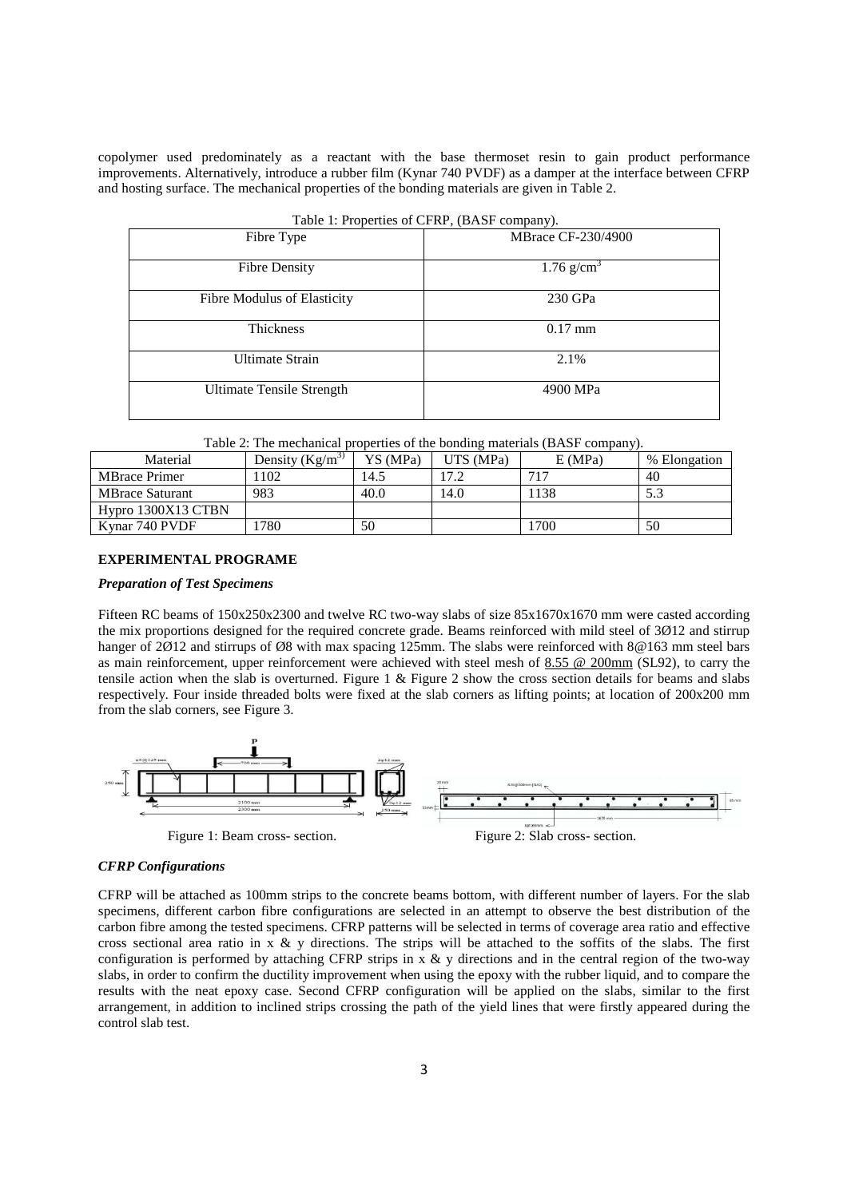copolymer used predominately as a reactant with the base thermoset resin to gain product performance improvements. Alternatively, introduce a rubber film (Kynar 740 PVDF) as a damper at the interface between CFRP and hosting surface. The mechanical properties of the bonding materials are given in Table 2.

Table 1: Properties of CFRP, (BASF company).

| Fibre Type | MBrace CF-230/4900 |
|---|---|
| Fibre Density | 1.76 g/cm$^3$ |
| Fibre Modulus of Elasticity | 230 GPa |
| Thickness | 0.17 mm |
| Ultimate Strain | 2.1% |
| Ultimate Tensile Strength | 4900 MPa |

Table 2: The mechanical properties of the bonding materials (BASF company).

| Material | Density (Kg/m$^3$) | YS (MPa) | UTS (MPa) | E (MPa) | % Elongation |
|---|---|---|---|---|---|
| MBrace Primer | 1102 | 14.5 | 17.2 | 717 | 40 |
| MBrace Saturant | 983 | 40.0 | 14.0 | 1138 | 5.3 |
| Hypro 1300X13 CTBN | | | | | |
| Kynar 740 PVDF | 1780 | 50 | | 1700 | 50 |

**EXPERIMENTAL PROGRAME**

***Preparation of Test Specimens***

Fifteen RC beams of 150x250x2300 and twelve RC two-way slabs of size 85x1670x1670 mm were casted according the mix proportions designed for the required concrete grade. Beams reinforced with mild steel of 3Ø12 and stirrup hanger of 2Ø12 and stirrups of Ø8 with max spacing 125mm. The slabs were reinforced with 8@163 mm steel bars as main reinforcement, upper reinforcement were achieved with steel mesh of 8.55 @ 200mm (SL92), to carry the tensile action when the slab is overturned. Figure 1 & Figure 2 show the cross section details for beams and slabs respectively. Four inside threaded bolts were fixed at the slab corners as lifting points; at location of 200x200 mm from the slab corners, see Figure 3.

Figure 1: Beam cross- section.

Figure 2: Slab cross- section.

***CFRP Configurations***

CFRP will be attached as 100mm strips to the concrete beams bottom, with different number of layers. For the slab specimens, different carbon fibre configurations are selected in an attempt to observe the best distribution of the carbon fibre among the tested specimens. CFRP patterns will be selected in terms of coverage area ratio and effective cross sectional area ratio in x & y directions. The strips will be attached to the soffits of the slabs. The first configuration is performed by attaching CFRP strips in x & y directions and in the central region of the two-way slabs, in order to confirm the ductility improvement when using the epoxy with the rubber liquid, and to compare the results with the neat epoxy case. Second CFRP configuration will be applied on the slabs, similar to the first arrangement, in addition to inclined strips crossing the path of the yield lines that were firstly appeared during the control slab test.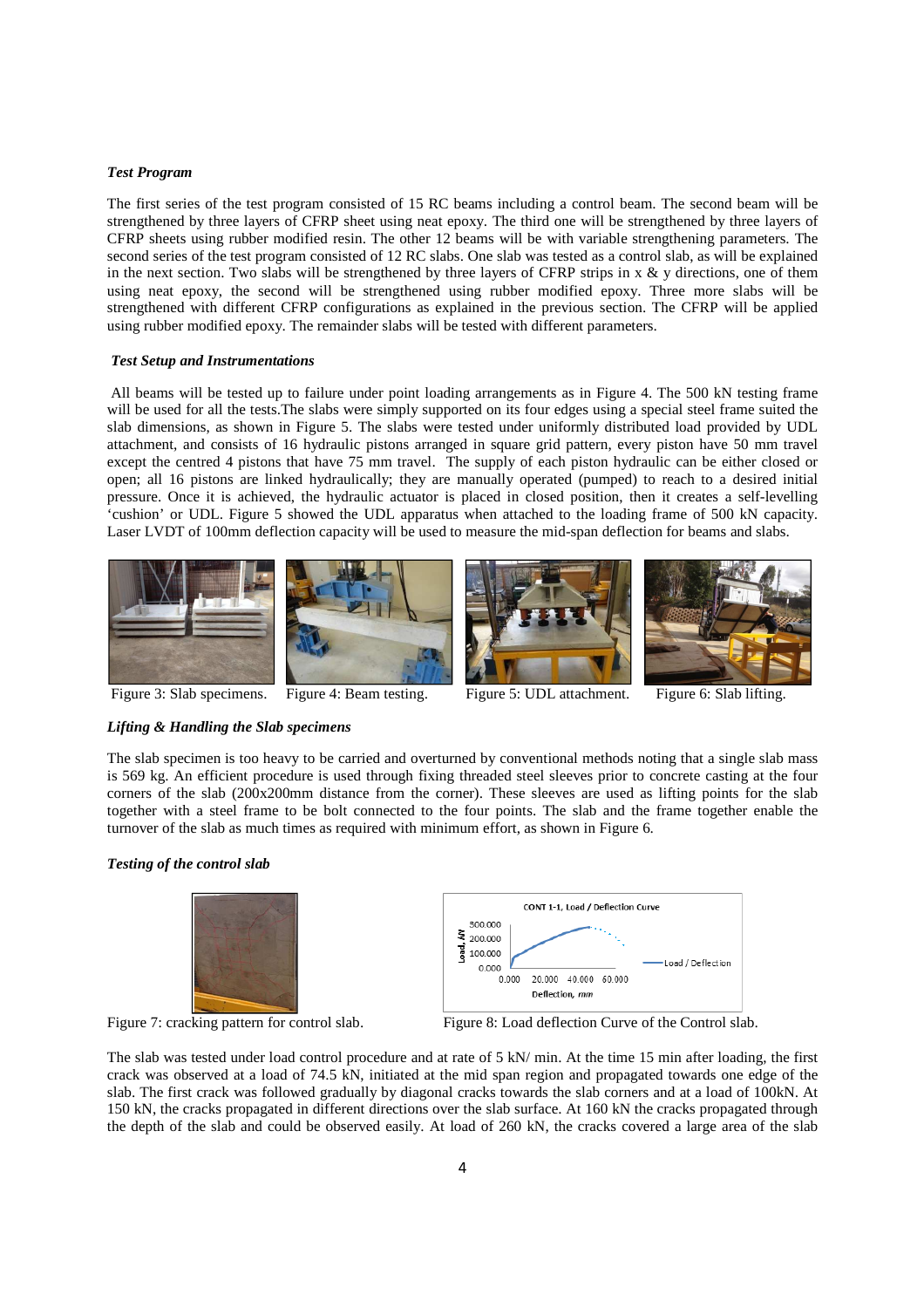***Test Program***

The first series of the test program consisted of 15 RC beams including a control beam. The second beam will be strengthened by three layers of CFRP sheet using neat epoxy. The third one will be strengthened by three layers of CFRP sheets using rubber modified resin. The other 12 beams will be with variable strengthening parameters. The second series of the test program consisted of 12 RC slabs. One slab was tested as a control slab, as will be explained in the next section. Two slabs will be strengthened by three layers of CFRP strips in x & y directions, one of them using neat epoxy, the second will be strengthened using rubber modified epoxy. Three more slabs will be strengthened with different CFRP configurations as explained in the previous section. The CFRP will be applied using rubber modified epoxy. The remainder slabs will be tested with different parameters.

***Test Setup and Instrumentations***

All beams will be tested up to failure under point loading arrangements as in Figure 4. The 500 kN testing frame will be used for all the tests.The slabs were simply supported on its four edges using a special steel frame suited the slab dimensions, as shown in Figure 5. The slabs were tested under uniformly distributed load provided by UDL attachment, and consists of 16 hydraulic pistons arranged in square grid pattern, every piston have 50 mm travel except the centred 4 pistons that have 75 mm travel. The supply of each piston hydraulic can be either closed or open; all 16 pistons are linked hydraulically; they are manually operated (pumped) to reach to a desired initial pressure. Once it is achieved, the hydraulic actuator is placed in closed position, then it creates a self-levelling 'cushion' or UDL. Figure 5 showed the UDL apparatus when attached to the loading frame of 500 kN capacity. Laser LVDT of 100mm deflection capacity will be used to measure the mid-span deflection for beams and slabs.

Figure 3: Slab specimens.

Figure 4: Beam testing.

Figure 5: UDL attachment.

Figure 6: Slab lifting.

***Lifting & Handling the Slab specimens***

The slab specimen is too heavy to be carried and overturned by conventional methods noting that a single slab mass is 569 kg. An efficient procedure is used through fixing threaded steel sleeves prior to concrete casting at the four corners of the slab (200x200mm distance from the corner). These sleeves are used as lifting points for the slab together with a steel frame to be bolt connected to the four points. The slab and the frame together enable the turnover of the slab as much times as required with minimum effort, as shown in Figure 6.

***Testing of the control slab***

Figure 7: cracking pattern for control slab.

CONT 1-1, Load / Deflection Curve

Load, kN

300.000
200.000
100.000
0.000

0.000 20.000 40.000 60.000

Deflection, mm

Load / Deflection

Figure 8: Load deflection Curve of the Control slab.

The slab was tested under load control procedure and at rate of 5 kN/ min. At the time 15 min after loading, the first crack was observed at a load of 74.5 kN, initiated at the mid span region and propagated towards one edge of the slab. The first crack was followed gradually by diagonal cracks towards the slab corners and at a load of 100kN. At 150 kN, the cracks propagated in different directions over the slab surface. At 160 kN the cracks propagated through the depth of the slab and could be observed easily. At load of 260 kN, the cracks covered a large area of the slab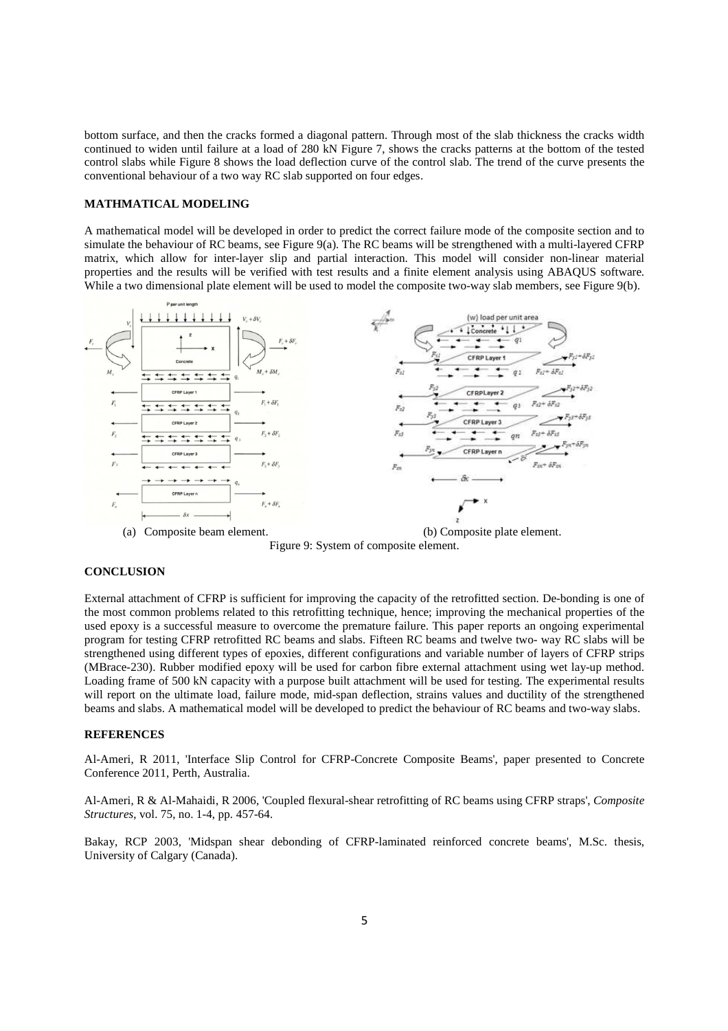bottom surface, and then the cracks formed a diagonal pattern. Through most of the slab thickness the cracks width continued to widen until failure at a load of 280 kN Figure 7, shows the cracks patterns at the bottom of the tested control slabs while Figure 8 shows the load deflection curve of the control slab. The trend of the curve presents the conventional behaviour of a two way RC slab supported on four edges.

## MATHMATICAL MODELING

A mathematical model will be developed in order to predict the correct failure mode of the composite section and to simulate the behaviour of RC beams, see Figure 9(a). The RC beams will be strengthened with a multi-layered CFRP matrix, which allow for inter-layer slip and partial interaction. This model will consider non-linear material properties and the results will be verified with test results and a finite element analysis using ABAQUS software. While a two dimensional plate element will be used to model the composite two-way slab members, see Figure 9(b).

(a) Composite beam element.

(b) Composite plate element.

Figure 9: System of composite element.

## CONCLUSION

External attachment of CFRP is sufficient for improving the capacity of the retrofitted section. De-bonding is one of the most common problems related to this retrofitting technique, hence; improving the mechanical properties of the used epoxy is a successful measure to overcome the premature failure. This paper reports an ongoing experimental program for testing CFRP retrofitted RC beams and slabs. Fifteen RC beams and twelve two- way RC slabs will be strengthened using different types of epoxies, different configurations and variable number of layers of CFRP strips (MBrace-230). Rubber modified epoxy will be used for carbon fibre external attachment using wet lay-up method. Loading frame of 500 kN capacity with a purpose built attachment will be used for testing. The experimental results will report on the ultimate load, failure mode, mid-span deflection, strains values and ductility of the strengthened beams and slabs. A mathematical model will be developed to predict the behaviour of RC beams and two-way slabs.

## REFERENCES

Al-Ameri, R 2011, 'Interface Slip Control for CFRP-Concrete Composite Beams', paper presented to Concrete Conference 2011, Perth, Australia.

Al-Ameri, R & Al-Mahaidi, R 2006, 'Coupled flexural-shear retrofitting of RC beams using CFRP straps', *Composite Structures*, vol. 75, no. 1-4, pp. 457-64.

Bakay, RCP 2003, 'Midspan shear debonding of CFRP-laminated reinforced concrete beams', M.Sc. thesis, University of Calgary (Canada).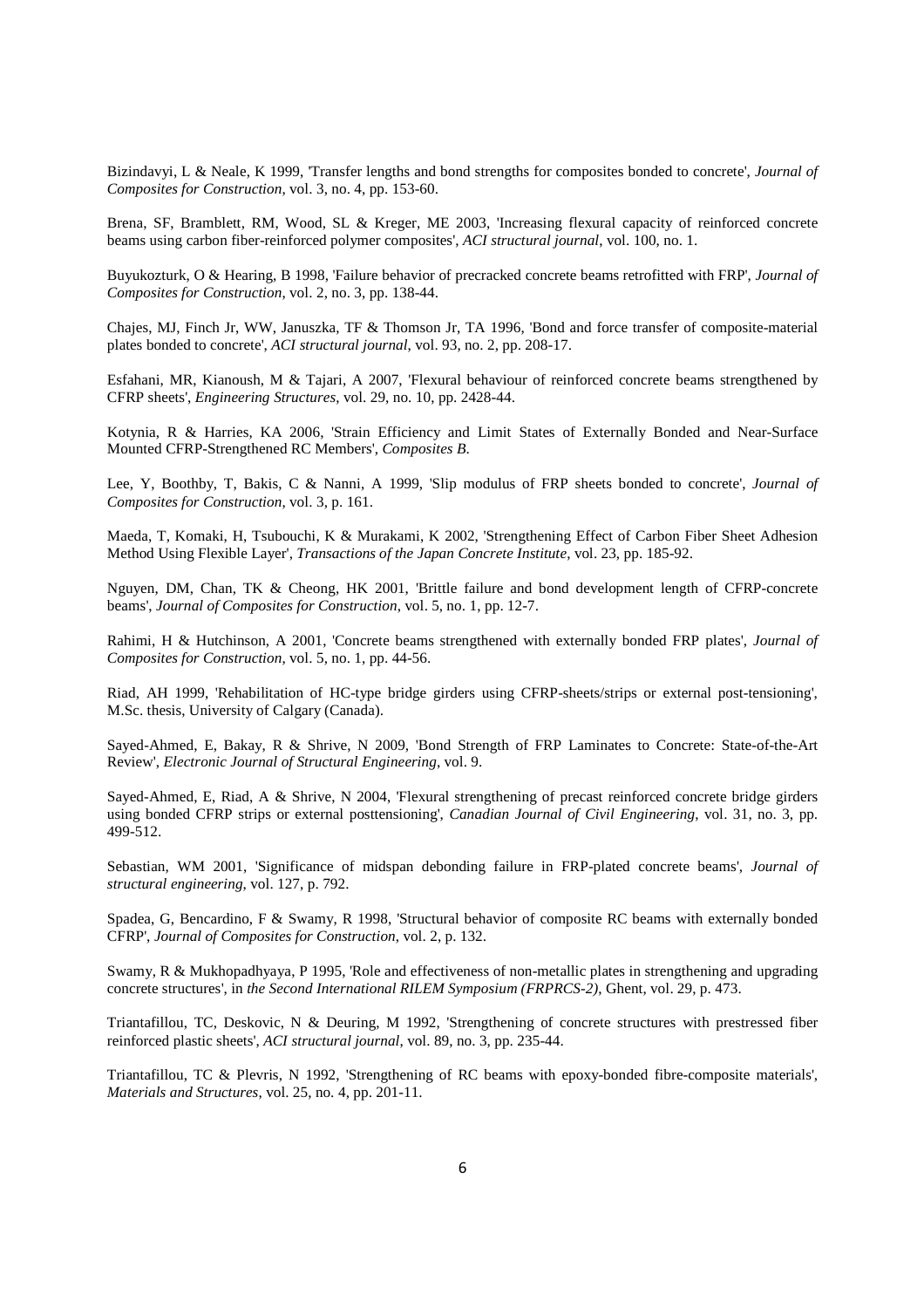Bizindavyi, L & Neale, K 1999, 'Transfer lengths and bond strengths for composites bonded to concrete', *Journal of Composites for Construction*, vol. 3, no. 4, pp. 153-60.

Brena, SF, Bramblett, RM, Wood, SL & Kreger, ME 2003, 'Increasing flexural capacity of reinforced concrete beams using carbon fiber-reinforced polymer composites', *ACI structural journal*, vol. 100, no. 1.

Buyukozturk, O & Hearing, B 1998, 'Failure behavior of precracked concrete beams retrofitted with FRP', *Journal of Composites for Construction*, vol. 2, no. 3, pp. 138-44.

Chajes, MJ, Finch Jr, WW, Januszka, TF & Thomson Jr, TA 1996, 'Bond and force transfer of composite-material plates bonded to concrete', *ACI structural journal*, vol. 93, no. 2, pp. 208-17.

Esfahani, MR, Kianoush, M & Tajari, A 2007, 'Flexural behaviour of reinforced concrete beams strengthened by CFRP sheets', *Engineering Structures*, vol. 29, no. 10, pp. 2428-44.

Kotynia, R & Harries, KA 2006, 'Strain Efficiency and Limit States of Externally Bonded and Near-Surface Mounted CFRP-Strengthened RC Members', *Composites B*.

Lee, Y, Boothby, T, Bakis, C & Nanni, A 1999, 'Slip modulus of FRP sheets bonded to concrete', *Journal of Composites for Construction*, vol. 3, p. 161.

Maeda, T, Komaki, H, Tsubouchi, K & Murakami, K 2002, 'Strengthening Effect of Carbon Fiber Sheet Adhesion Method Using Flexible Layer', *Transactions of the Japan Concrete Institute*, vol. 23, pp. 185-92.

Nguyen, DM, Chan, TK & Cheong, HK 2001, 'Brittle failure and bond development length of CFRP-concrete beams', *Journal of Composites for Construction*, vol. 5, no. 1, pp. 12-7.

Rahimi, H & Hutchinson, A 2001, 'Concrete beams strengthened with externally bonded FRP plates', *Journal of Composites for Construction*, vol. 5, no. 1, pp. 44-56.

Riad, AH 1999, 'Rehabilitation of HC-type bridge girders using CFRP-sheets/strips or external post-tensioning', M.Sc. thesis, University of Calgary (Canada).

Sayed-Ahmed, E, Bakay, R & Shrive, N 2009, 'Bond Strength of FRP Laminates to Concrete: State-of-the-Art Review', *Electronic Journal of Structural Engineering*, vol. 9.

Sayed-Ahmed, E, Riad, A & Shrive, N 2004, 'Flexural strengthening of precast reinforced concrete bridge girders using bonded CFRP strips or external posttensioning', *Canadian Journal of Civil Engineering*, vol. 31, no. 3, pp. 499-512.

Sebastian, WM 2001, 'Significance of midspan debonding failure in FRP-plated concrete beams', *Journal of structural engineering*, vol. 127, p. 792.

Spadea, G, Bencardino, F & Swamy, R 1998, 'Structural behavior of composite RC beams with externally bonded CFRP', *Journal of Composites for Construction*, vol. 2, p. 132.

Swamy, R & Mukhopadhyaya, P 1995, 'Role and effectiveness of non-metallic plates in strengthening and upgrading concrete structures', in *the Second International RILEM Symposium (FRPRCS-2)*, Ghent, vol. 29, p. 473.

Triantafillou, TC, Deskovic, N & Deuring, M 1992, 'Strengthening of concrete structures with prestressed fiber reinforced plastic sheets', *ACI structural journal*, vol. 89, no. 3, pp. 235-44.

Triantafillou, TC & Plevris, N 1992, 'Strengthening of RC beams with epoxy-bonded fibre-composite materials', *Materials and Structures*, vol. 25, no. 4, pp. 201-11.